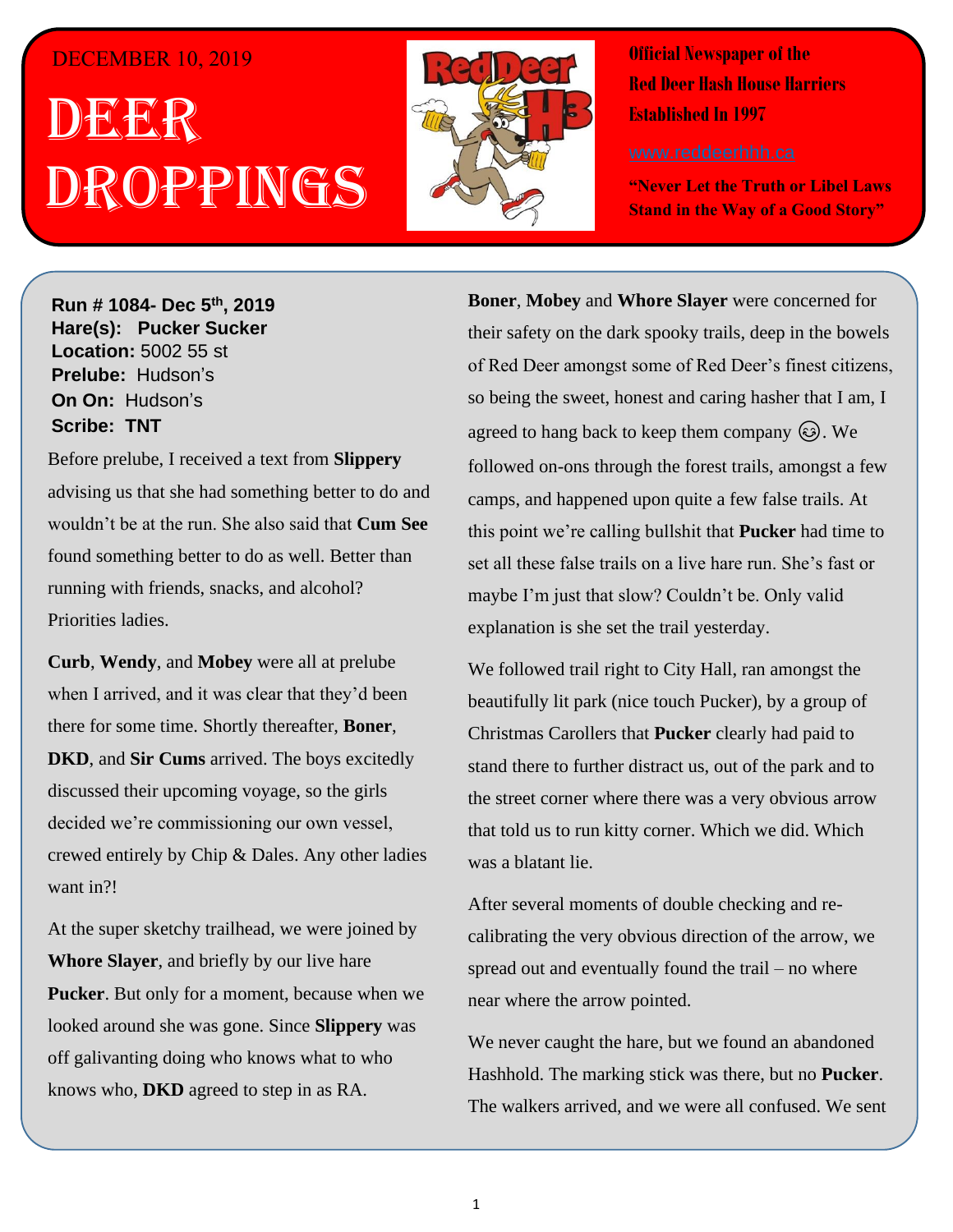DECEMBER 10, 2019

# DEER DROPPINGS

**Official Newspaper of the Red Deer Hash House Harriers Established In 1997**

www.reddeerhhh.ca

**"Never Let the Truth or Libel Laws Stand in the Way of a Good Story"**

**Run # 1084- Dec 5th, 2019**
**Hare(s): Pucker Sucker**
**Location:** 5002 55 st
**Prelube:** Hudson's
**On On:** Hudson's
**Scribe: TNT**

Before prelube, I received a text from **Slippery** advising us that she had something better to do and wouldn't be at the run. She also said that **Cum See** found something better to do as well. Better than running with friends, snacks, and alcohol? Priorities ladies.

**Curb**, **Wendy**, and **Mobey** were all at prelube when I arrived, and it was clear that they'd been there for some time. Shortly thereafter, **Boner**, **DKD**, and **Sir Cums** arrived. The boys excitedly discussed their upcoming voyage, so the girls decided we're commissioning our own vessel, crewed entirely by Chip & Dales. Any other ladies want in?!

At the super sketchy trailhead, we were joined by **Whore Slayer**, and briefly by our live hare **Pucker**. But only for a moment, because when we looked around she was gone. Since **Slippery** was off galivanting doing who knows what to who knows who, **DKD** agreed to step in as RA.

**Boner**, **Mobey** and **Whore Slayer** were concerned for their safety on the dark spooky trails, deep in the bowels of Red Deer amongst some of Red Deer's finest citizens, so being the sweet, honest and caring hasher that I am, I agreed to hang back to keep them company 😉. We followed on-ons through the forest trails, amongst a few camps, and happened upon quite a few false trails. At this point we're calling bullshit that **Pucker** had time to set all these false trails on a live hare run. She's fast or maybe I'm just that slow? Couldn't be. Only valid explanation is she set the trail yesterday.

We followed trail right to City Hall, ran amongst the beautifully lit park (nice touch Pucker), by a group of Christmas Carollers that **Pucker** clearly had paid to stand there to further distract us, out of the park and to the street corner where there was a very obvious arrow that told us to run kitty corner. Which we did. Which was a blatant lie.

After several moments of double checking and re-calibrating the very obvious direction of the arrow, we spread out and eventually found the trail – no where near where the arrow pointed.

We never caught the hare, but we found an abandoned Hashhold. The marking stick was there, but no **Pucker**. The walkers arrived, and we were all confused. We sent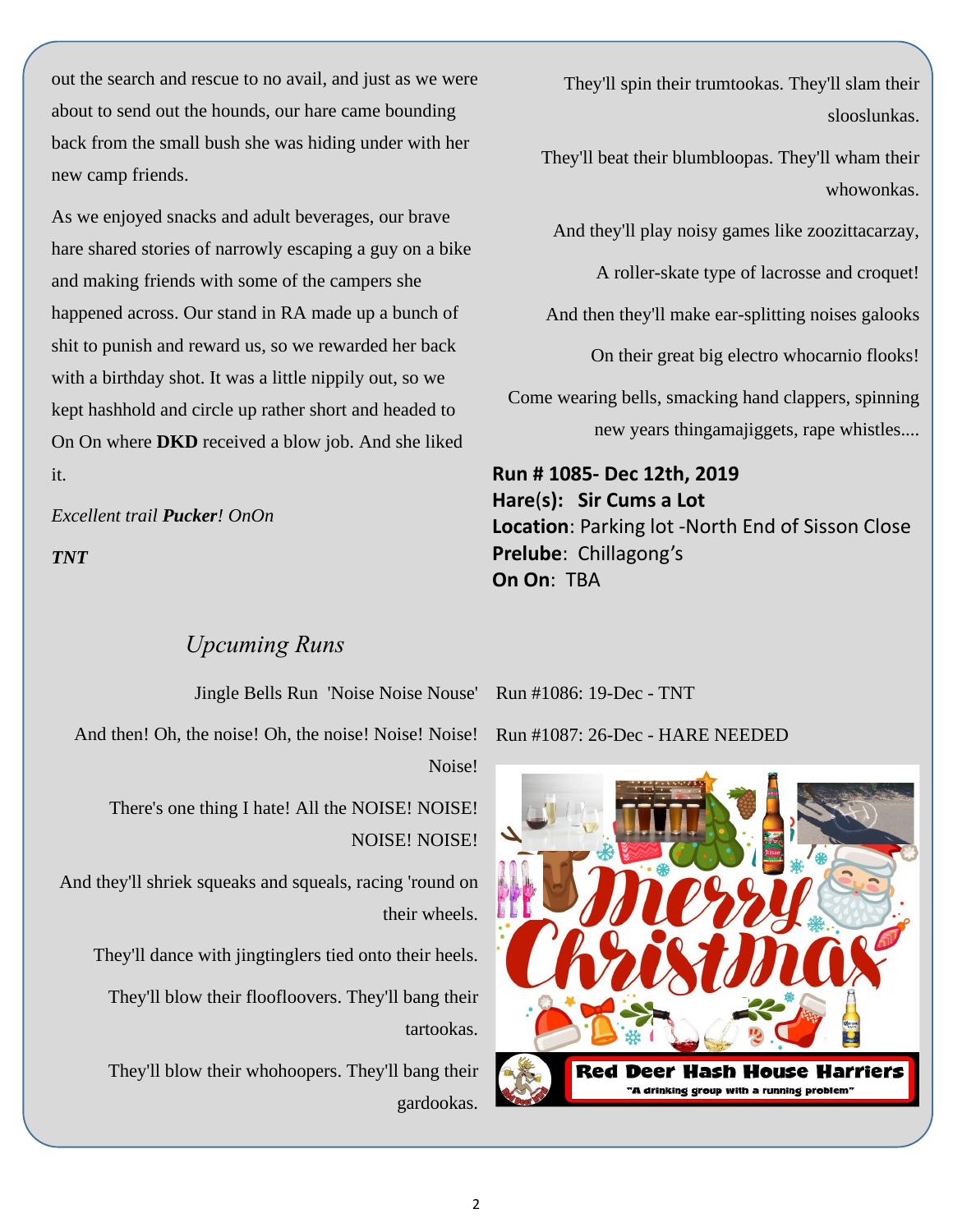out the search and rescue to no avail, and just as we were about to send out the hounds, our hare came bounding back from the small bush she was hiding under with her new camp friends.

As we enjoyed snacks and adult beverages, our brave hare shared stories of narrowly escaping a guy on a bike and making friends with some of the campers she happened across. Our stand in RA made up a bunch of shit to punish and reward us, so we rewarded her back with a birthday shot. It was a little nippily out, so we kept hashhold and circle up rather short and headed to On On where **DKD** received a blow job. And she liked it.

*Excellent trail* ***Pucker****! OnOn*

***TNT***

They'll spin their trumtookas. They'll slam their slooslunkas.

They'll beat their blumbloopas. They'll wham their whowonkas.

And they'll play noisy games like zoozittacarzay,

A roller-skate type of lacrosse and croquet!

And then they'll make ear-splitting noises galooks

On their great big electro whocarnio flooks!

Come wearing bells, smacking hand clappers, spinning new years thingamajiggets, rape whistles....

**Run # 1085- Dec 12th, 2019**
**Hare(s): Sir Cums a Lot**
**Location**: Parking lot -North End of Sisson Close
**Prelube**: Chillagong's
**On On**: TBA

## *Upcuming Runs*

Jingle Bells Run 'Noise Noise Nouse'

And then! Oh, the noise! Oh, the noise! Noise! Noise! Noise!

There's one thing I hate! All the NOISE! NOISE! NOISE! NOISE!

And they'll shriek squeaks and squeals, racing 'round on their wheels.

They'll dance with jingtinglers tied onto their heels.

They'll blow their flooflovers. They'll bang their tartookas.

They'll blow their whohoopers. They'll bang their gardookas.

Run #1086: 19-Dec - TNT

Run #1087: 26-Dec - HARE NEEDED